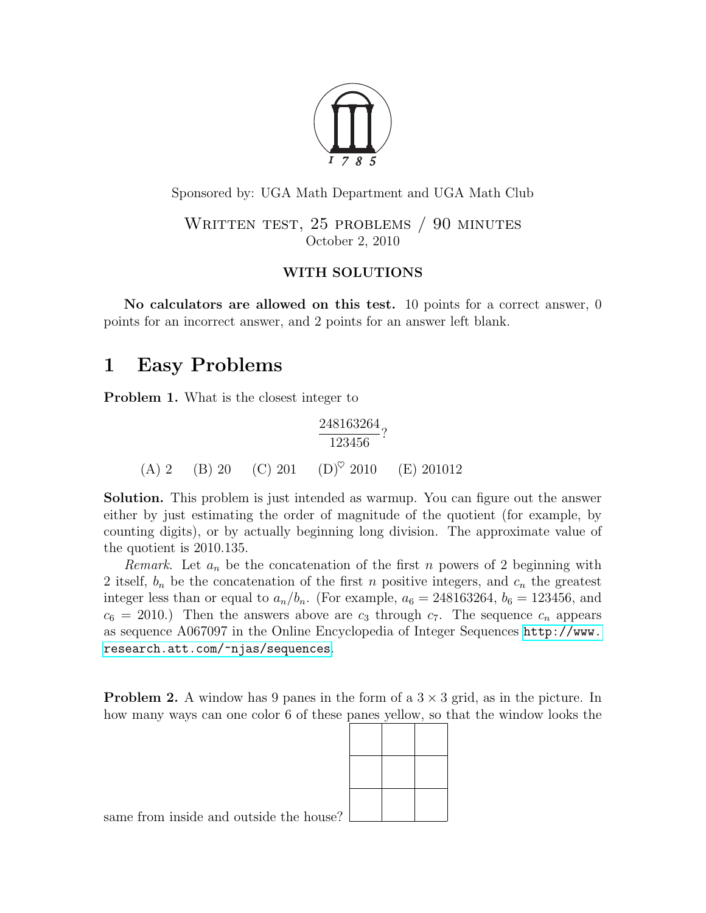Sponsored by: UGA Math Department and UGA Math Club

WRITTEN TEST, 25 PROBLEMS / 90 MINUTES
October 2, 2010

**WITH SOLUTIONS**

**No calculators are allowed on this test.** 10 points for a correct answer, 0 points for an incorrect answer, and 2 points for an answer left blank.

# 1 Easy Problems

**Problem 1.** What is the closest integer to

$$\frac{248163264}{123456}?$$

(A) 2 (B) 20 (C) 201 (D)$^\heartsuit$ 2010 (E) 201012

**Solution.** This problem is just intended as warmup. You can figure out the answer either by just estimating the order of magnitude of the quotient (for example, by counting digits), or by actually beginning long division. The approximate value of the quotient is 2010.135.

*Remark.* Let $a_n$ be the concatenation of the first $n$ powers of 2 beginning with 2 itself, $b_n$ be the concatenation of the first $n$ positive integers, and $c_n$ the greatest integer less than or equal to $a_n/b_n$. (For example, $a_6 = 248163264$, $b_6 = 123456$, and $c_6 = 2010$.) Then the answers above are $c_3$ through $c_7$. The sequence $c_n$ appears as sequence A067097 in the Online Encyclopedia of Integer Sequences http://www.research.att.com/~njas/sequences.

**Problem 2.** A window has 9 panes in the form of a $3 \times 3$ grid, as in the picture. In how many ways can one color 6 of these panes yellow, so that the window looks the same from inside and outside the house?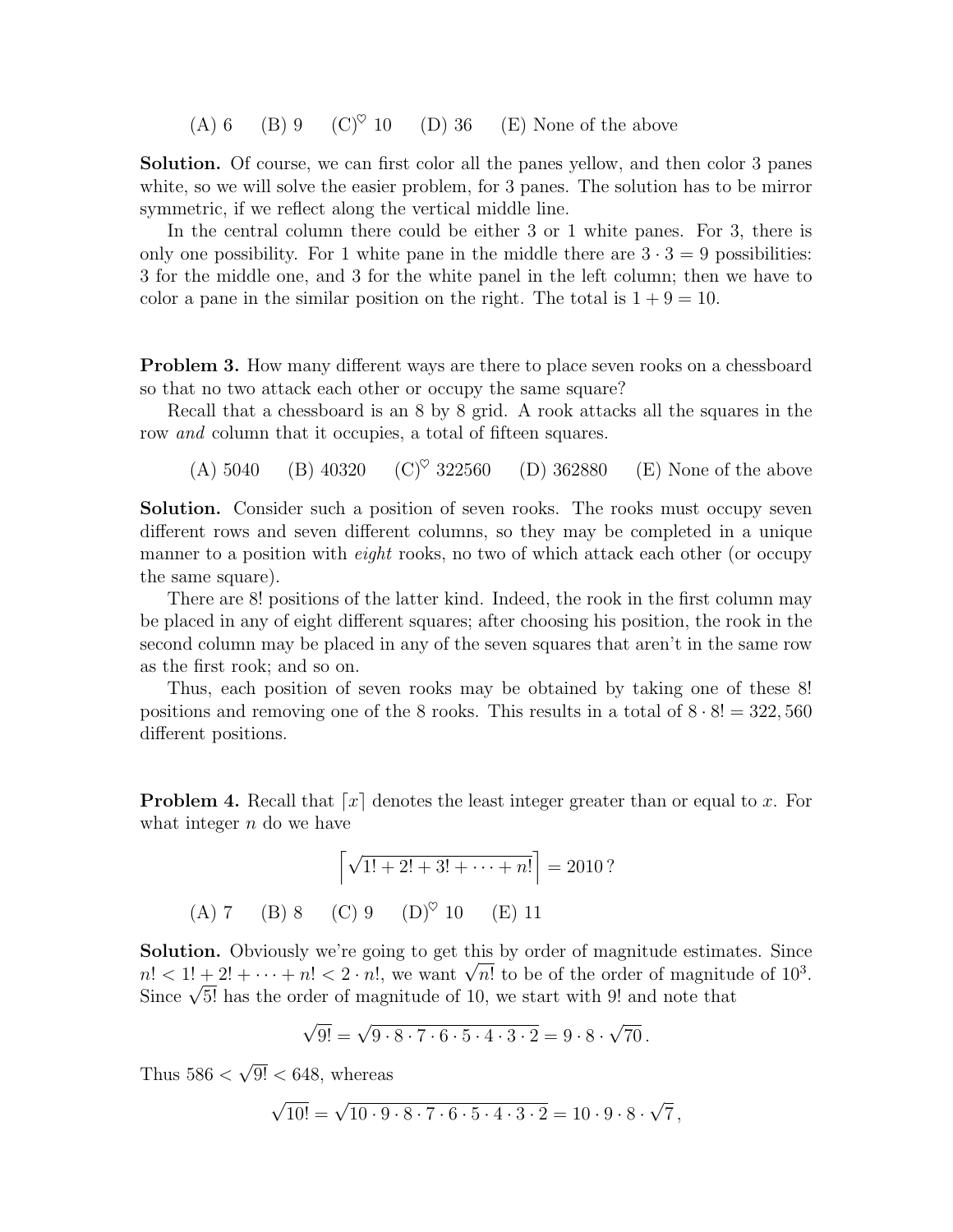(A) 6 (B) 9 (C)$^\heartsuit$ 10 (D) 36 (E) None of the above

**Solution.** Of course, we can first color all the panes yellow, and then color 3 panes white, so we will solve the easier problem, for 3 panes. The solution has to be mirror symmetric, if we reflect along the vertical middle line.

In the central column there could be either 3 or 1 white panes. For 3, there is only one possibility. For 1 white pane in the middle there are $3 \cdot 3 = 9$ possibilities: 3 for the middle one, and 3 for the white panel in the left column; then we have to color a pane in the similar position on the right. The total is $1 + 9 = 10$.

**Problem 3.** How many different ways are there to place seven rooks on a chessboard so that no two attack each other or occupy the same square?

Recall that a chessboard is an 8 by 8 grid. A rook attacks all the squares in the row *and* column that it occupies, a total of fifteen squares.

(A) 5040 (B) 40320 (C)$^\heartsuit$ 322560 (D) 362880 (E) None of the above

**Solution.** Consider such a position of seven rooks. The rooks must occupy seven different rows and seven different columns, so they may be completed in a unique manner to a position with *eight* rooks, no two of which attack each other (or occupy the same square).

There are $8!$ positions of the latter kind. Indeed, the rook in the first column may be placed in any of eight different squares; after choosing his position, the rook in the second column may be placed in any of the seven squares that aren't in the same row as the first rook; and so on.

Thus, each position of seven rooks may be obtained by taking one of these $8!$ positions and removing one of the 8 rooks. This results in a total of $8 \cdot 8! = 322,560$ different positions.

**Problem 4.** Recall that $\lceil x \rceil$ denotes the least integer greater than or equal to $x$. For what integer $n$ do we have

$$\left\lceil \sqrt{1! + 2! + 3! + \cdots + n!} \right\rceil = 2010\,?$$

(A) 7 (B) 8 (C) 9 (D)$^\heartsuit$ 10 (E) 11

**Solution.** Obviously we're going to get this by order of magnitude estimates. Since $n! < 1! + 2! + \cdots + n! < 2 \cdot n!$, we want $\sqrt{n!}$ to be of the order of magnitude of $10^3$. Since $\sqrt{5!}$ has the order of magnitude of 10, we start with $9!$ and note that

$$\sqrt{9!} = \sqrt{9 \cdot 8 \cdot 7 \cdot 6 \cdot 5 \cdot 4 \cdot 3 \cdot 2} = 9 \cdot 8 \cdot \sqrt{70}\,.$$

Thus $586 < \sqrt{9!} < 648$, whereas

$$\sqrt{10!} = \sqrt{10 \cdot 9 \cdot 8 \cdot 7 \cdot 6 \cdot 5 \cdot 4 \cdot 3 \cdot 2} = 10 \cdot 9 \cdot 8 \cdot \sqrt{7}\,,$$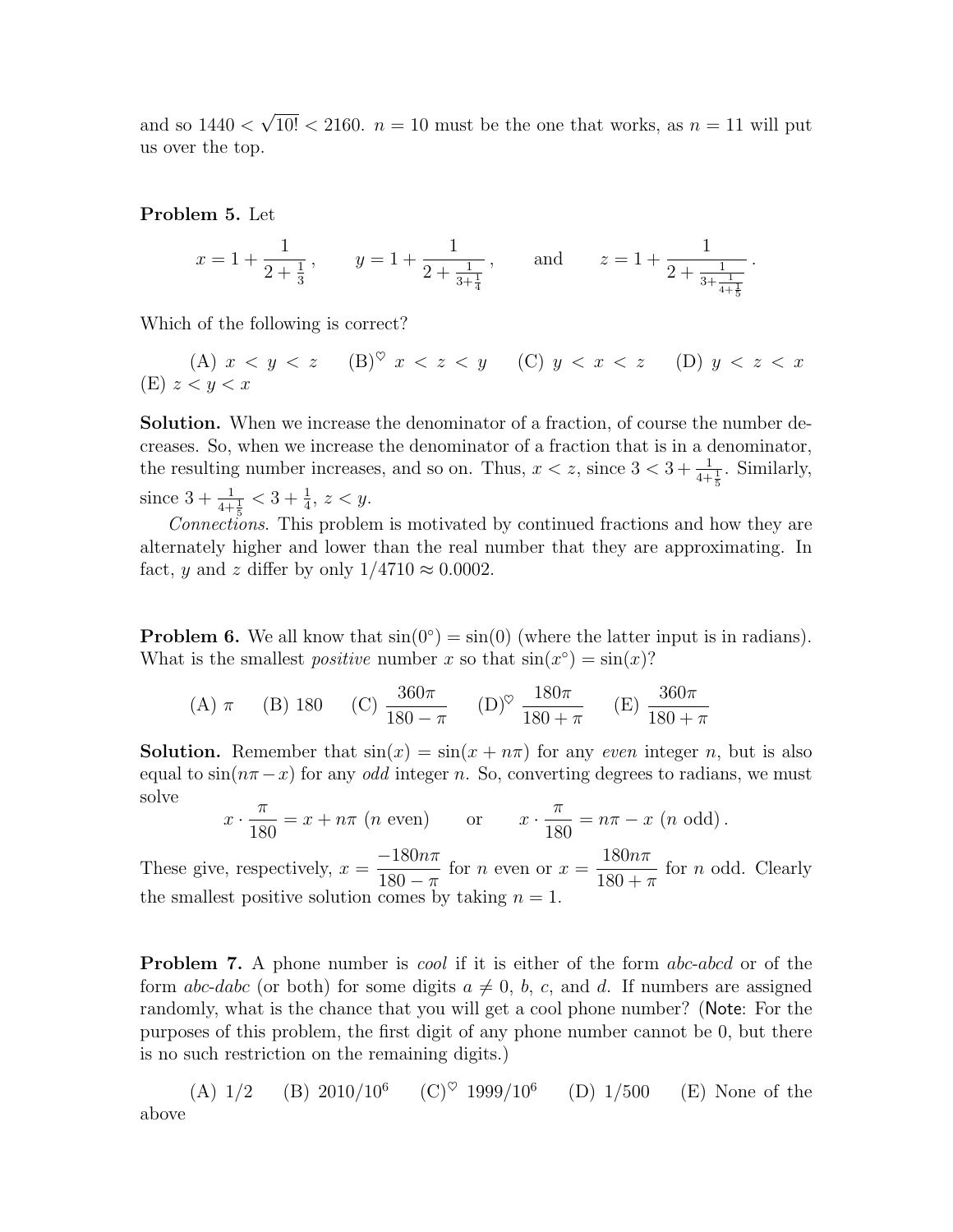and so $1440 < \sqrt{10!} < 2160$. $n = 10$ must be the one that works, as $n = 11$ will put us over the top.

**Problem 5.** Let

$$x = 1 + \frac{1}{2 + \frac{1}{3}}, \qquad y = 1 + \frac{1}{2 + \frac{1}{3 + \frac{1}{4}}}, \qquad \text{and} \qquad z = 1 + \frac{1}{2 + \frac{1}{3 + \frac{1}{4 + \frac{1}{5}}}}.$$

Which of the following is correct?

(A) $x < y < z$ (B)$^\heartsuit$ $x < z < y$ (C) $y < x < z$ (D) $y < z < x$ (E) $z < y < x$

**Solution.** When we increase the denominator of a fraction, of course the number decreases. So, when we increase the denominator of a fraction that is in a denominator, the resulting number increases, and so on. Thus, $x < z$, since $3 < 3 + \frac{1}{4+\frac{1}{5}}$. Similarly, since $3 + \frac{1}{4+\frac{1}{5}} < 3 + \frac{1}{4}$, $z < y$.

*Connections.* This problem is motivated by continued fractions and how they are alternately higher and lower than the real number that they are approximating. In fact, $y$ and $z$ differ by only $1/4710 \approx 0.0002$.

**Problem 6.** We all know that $\sin(0^\circ) = \sin(0)$ (where the latter input is in radians). What is the smallest *positive* number $x$ so that $\sin(x^\circ) = \sin(x)$?

(A) $\pi$ (B) 180 (C) $\dfrac{360\pi}{180 - \pi}$ (D)$^\heartsuit$ $\dfrac{180\pi}{180 + \pi}$ (E) $\dfrac{360\pi}{180 + \pi}$

**Solution.** Remember that $\sin(x) = \sin(x + n\pi)$ for any *even* integer $n$, but is also equal to $\sin(n\pi - x)$ for any *odd* integer $n$. So, converting degrees to radians, we must solve

$$x \cdot \frac{\pi}{180} = x + n\pi \ (n \text{ even}) \qquad \text{or} \qquad x \cdot \frac{\pi}{180} = n\pi - x \ (n \text{ odd}).$$

These give, respectively, $x = \dfrac{-180n\pi}{180 - \pi}$ for $n$ even or $x = \dfrac{180n\pi}{180 + \pi}$ for $n$ odd. Clearly the smallest positive solution comes by taking $n = 1$.

**Problem 7.** A phone number is *cool* if it is either of the form *abc-abcd* or of the form *abc-dabc* (or both) for some digits $a \neq 0$, $b$, $c$, and $d$. If numbers are assigned randomly, what is the chance that you will get a cool phone number? (Note: For the purposes of this problem, the first digit of any phone number cannot be 0, but there is no such restriction on the remaining digits.)

(A) $1/2$ (B) $2010/10^6$ (C)$^\heartsuit$ $1999/10^6$ (D) $1/500$ (E) None of the above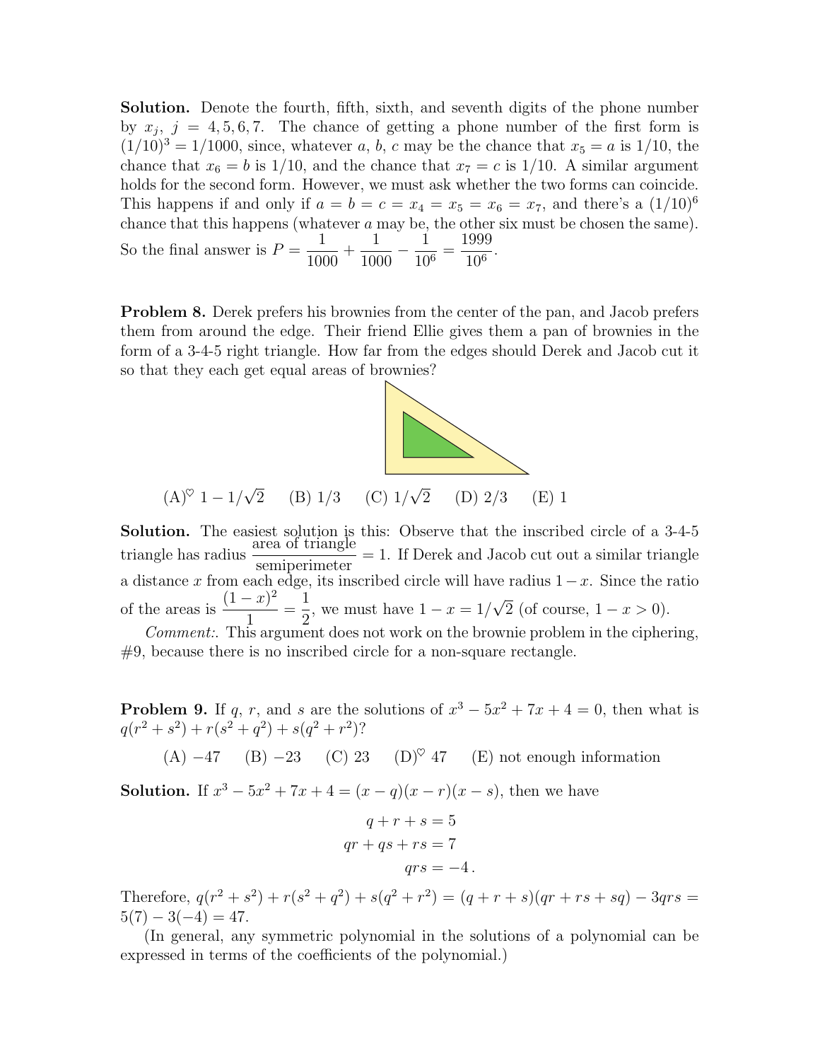**Solution.** Denote the fourth, fifth, sixth, and seventh digits of the phone number by $x_j$, $j = 4, 5, 6, 7$. The chance of getting a phone number of the first form is $(1/10)^3 = 1/1000$, since, whatever $a$, $b$, $c$ may be the chance that $x_5 = a$ is $1/10$, the chance that $x_6 = b$ is $1/10$, and the chance that $x_7 = c$ is $1/10$. A similar argument holds for the second form. However, we must ask whether the two forms can coincide. This happens if and only if $a = b = c = x_4 = x_5 = x_6 = x_7$, and there's a $(1/10)^6$ chance that this happens (whatever $a$ may be, the other six must be chosen the same). So the final answer is $P = \dfrac{1}{1000} + \dfrac{1}{1000} - \dfrac{1}{10^6} = \dfrac{1999}{10^6}$.

**Problem 8.** Derek prefers his brownies from the center of the pan, and Jacob prefers them from around the edge. Their friend Ellie gives them a pan of brownies in the form of a 3-4-5 right triangle. How far from the edges should Derek and Jacob cut it so that they each get equal areas of brownies?

(A)$^\heartsuit$ $1 - 1/\sqrt{2}$ (B) $1/3$ (C) $1/\sqrt{2}$ (D) $2/3$ (E) $1$

**Solution.** The easiest solution is this: Observe that the inscribed circle of a 3-4-5 triangle has radius $\dfrac{\text{area of triangle}}{\text{semiperimeter}} = 1$. If Derek and Jacob cut out a similar triangle a distance $x$ from each edge, its inscribed circle will have radius $1 - x$. Since the ratio of the areas is $\dfrac{(1-x)^2}{1} = \dfrac{1}{2}$, we must have $1 - x = 1/\sqrt{2}$ (of course, $1 - x > 0$).

*Comment:*. This argument does not work on the brownie problem in the ciphering, #9, because there is no inscribed circle for a non-square rectangle.

**Problem 9.** If $q$, $r$, and $s$ are the solutions of $x^3 - 5x^2 + 7x + 4 = 0$, then what is $q(r^2 + s^2) + r(s^2 + q^2) + s(q^2 + r^2)$?

(A) $-47$ (B) $-23$ (C) $23$ (D)$^\heartsuit$ $47$ (E) not enough information

**Solution.** If $x^3 - 5x^2 + 7x + 4 = (x - q)(x - r)(x - s)$, then we have

$$
\begin{aligned}
q + r + s &= 5 \\
qr + qs + rs &= 7 \\
qrs &= -4\,.
\end{aligned}
$$

Therefore, $q(r^2 + s^2) + r(s^2 + q^2) + s(q^2 + r^2) = (q + r + s)(qr + rs + sq) - 3qrs = 5(7) - 3(-4) = 47$.

(In general, any symmetric polynomial in the solutions of a polynomial can be expressed in terms of the coefficients of the polynomial.)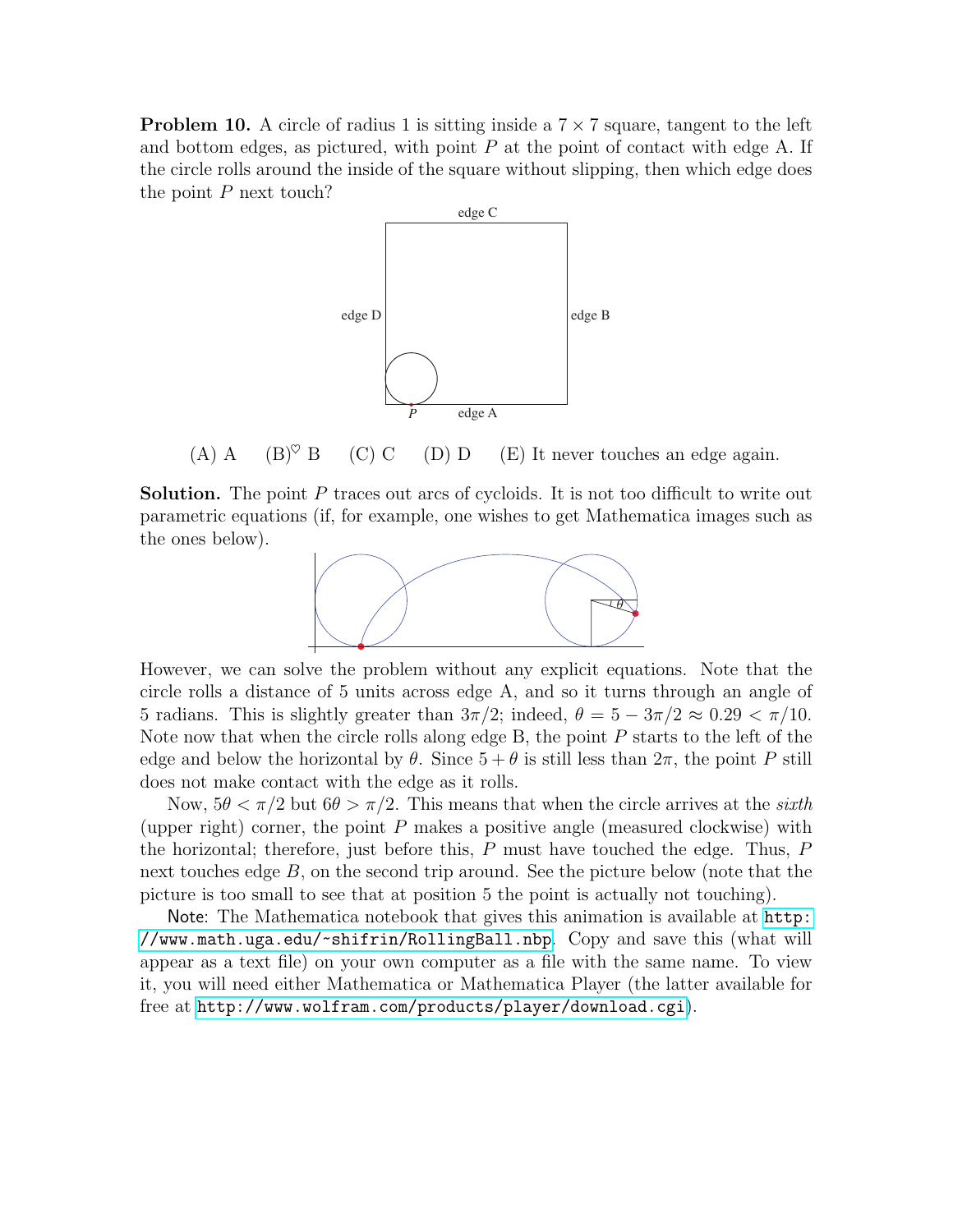**Problem 10.** A circle of radius 1 is sitting inside a $7 \times 7$ square, tangent to the left and bottom edges, as pictured, with point $P$ at the point of contact with edge A. If the circle rolls around the inside of the square without slipping, then which edge does the point $P$ next touch?

(A) A (B)$^{\heartsuit}$ B (C) C (D) D (E) It never touches an edge again.

**Solution.** The point $P$ traces out arcs of cycloids. It is not too difficult to write out parametric equations (if, for example, one wishes to get Mathematica images such as the ones below).

However, we can solve the problem without any explicit equations. Note that the circle rolls a distance of 5 units across edge A, and so it turns through an angle of 5 radians. This is slightly greater than $3\pi/2$; indeed, $\theta = 5 - 3\pi/2 \approx 0.29 < \pi/10$. Note now that when the circle rolls along edge B, the point $P$ starts to the left of the edge and below the horizontal by $\theta$. Since $5 + \theta$ is still less than $2\pi$, the point $P$ still does not make contact with the edge as it rolls.

Now, $5\theta < \pi/2$ but $6\theta > \pi/2$. This means that when the circle arrives at the *sixth* (upper right) corner, the point $P$ makes a positive angle (measured clockwise) with the horizontal; therefore, just before this, $P$ must have touched the edge. Thus, $P$ next touches edge $B$, on the second trip around. See the picture below (note that the picture is too small to see that at position 5 the point is actually not touching).

Note: The Mathematica notebook that gives this animation is available at `http://www.math.uga.edu/~shifrin/RollingBall.nbp`. Copy and save this (what will appear as a text file) on your own computer as a file with the same name. To view it, you will need either Mathematica or Mathematica Player (the latter available for free at `http://www.wolfram.com/products/player/download.cgi`).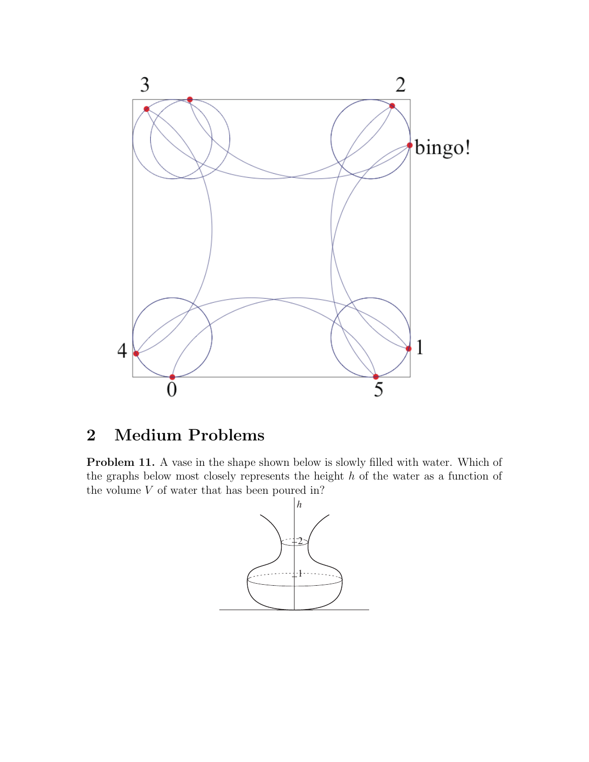## 2 Medium Problems

**Problem 11.** A vase in the shape shown below is slowly filled with water. Which of the graphs below most closely represents the height $h$ of the water as a function of the volume $V$ of water that has been poured in?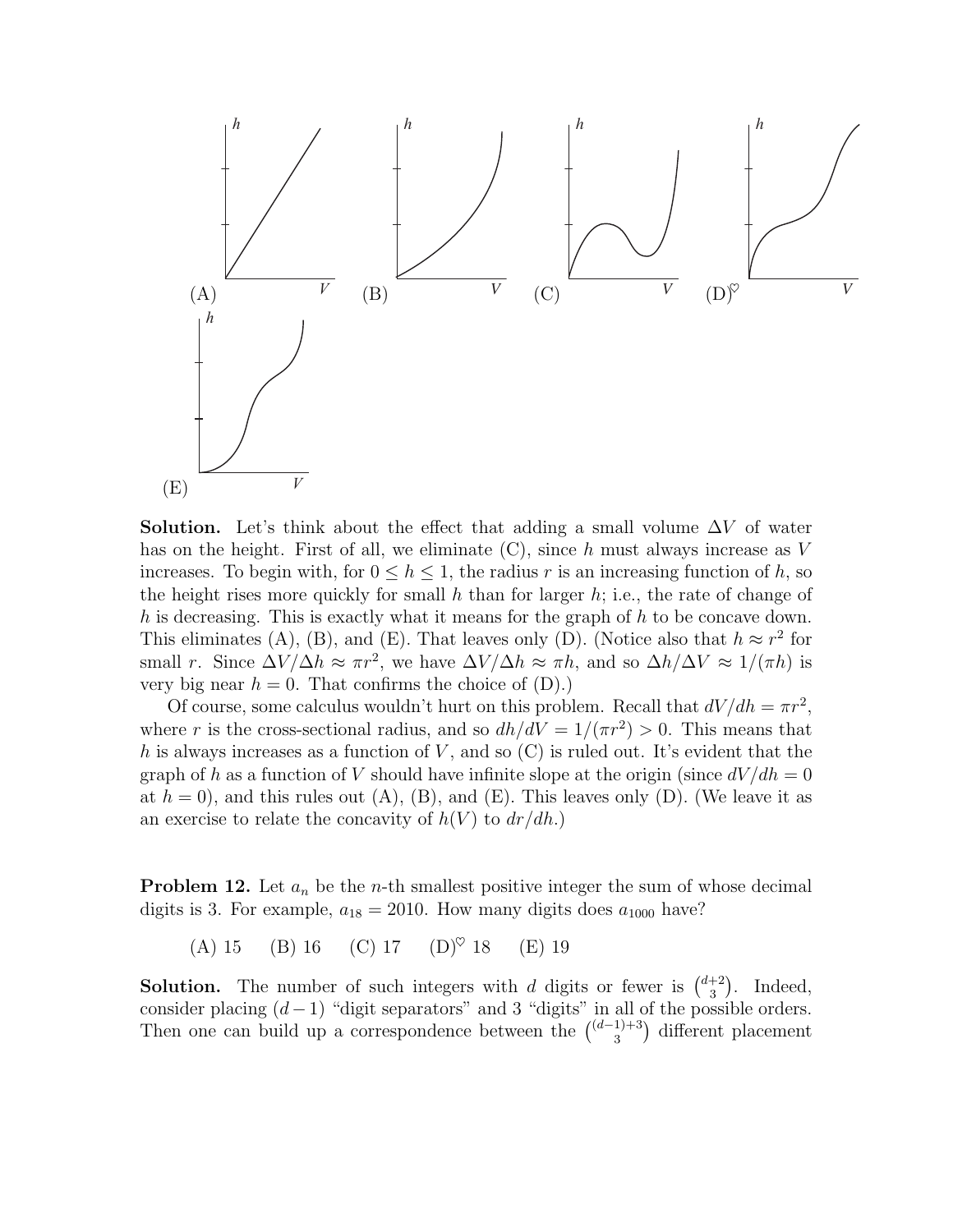(A) (B) (C) (D)$^\heartsuit$ (E)

**Solution.** Let's think about the effect that adding a small volume $\Delta V$ of water has on the height. First of all, we eliminate (C), since $h$ must always increase as $V$ increases. To begin with, for $0 \le h \le 1$, the radius $r$ is an increasing function of $h$, so the height rises more quickly for small $h$ than for larger $h$; i.e., the rate of change of $h$ is decreasing. This is exactly what it means for the graph of $h$ to be concave down. This eliminates (A), (B), and (E). That leaves only (D). (Notice also that $h \approx r^2$ for small $r$. Since $\Delta V/\Delta h \approx \pi r^2$, we have $\Delta V/\Delta h \approx \pi h$, and so $\Delta h/\Delta V \approx 1/(\pi h)$ is very big near $h = 0$. That confirms the choice of (D).)

Of course, some calculus wouldn't hurt on this problem. Recall that $dV/dh = \pi r^2$, where $r$ is the cross-sectional radius, and so $dh/dV = 1/(\pi r^2) > 0$. This means that $h$ is always increases as a function of $V$, and so (C) is ruled out. It's evident that the graph of $h$ as a function of $V$ should have infinite slope at the origin (since $dV/dh = 0$ at $h = 0$), and this rules out (A), (B), and (E). This leaves only (D). (We leave it as an exercise to relate the concavity of $h(V)$ to $dr/dh$.)

**Problem 12.** Let $a_n$ be the $n$-th smallest positive integer the sum of whose decimal digits is 3. For example, $a_{18} = 2010$. How many digits does $a_{1000}$ have?

(A) 15 (B) 16 (C) 17 (D)$^\heartsuit$ 18 (E) 19

**Solution.** The number of such integers with $d$ digits or fewer is $\binom{d+2}{3}$. Indeed, consider placing $(d-1)$ "digit separators" and 3 "digits" in all of the possible orders. Then one can build up a correspondence between the $\binom{(d-1)+3}{3}$ different placement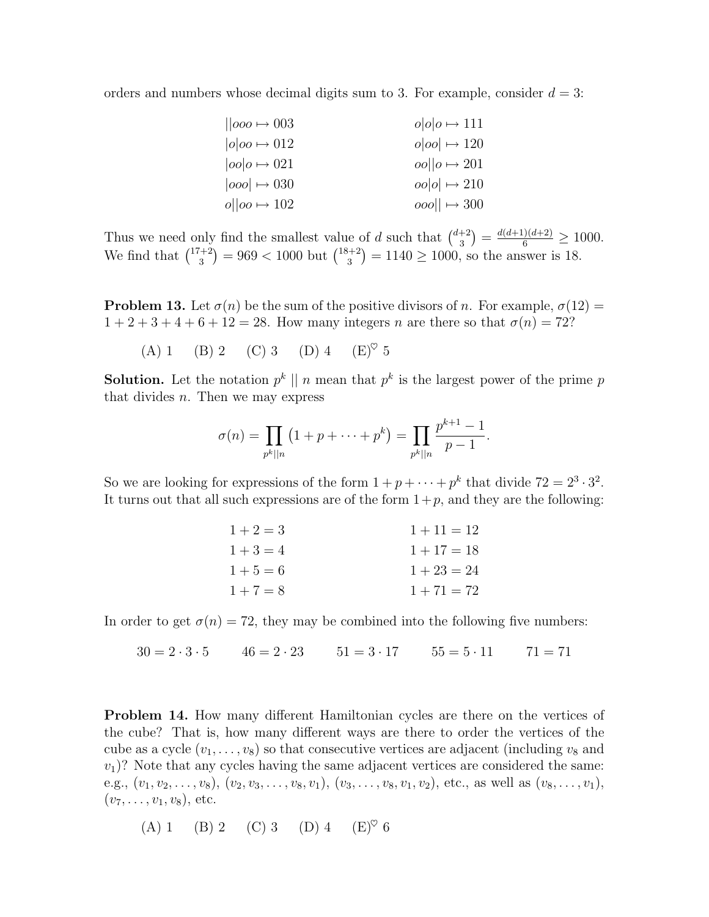orders and numbers whose decimal digits sum to 3. For example, consider $d = 3$:

| | |
|---|---|
| $\|\|ooo \mapsto 003$ | $o\|o\|o \mapsto 111$ |
| $\|o\|oo \mapsto 012$ | $o\|oo\| \mapsto 120$ |
| $\|oo\|o \mapsto 021$ | $oo\|\|o \mapsto 201$ |
| $\|ooo\| \mapsto 030$ | $oo\|o\| \mapsto 210$ |
| $o\|\|oo \mapsto 102$ | $ooo\|\| \mapsto 300$ |

Thus we need only find the smallest value of $d$ such that $\binom{d+2}{3} = \frac{d(d+1)(d+2)}{6} \geq 1000$. We find that $\binom{17+2}{3} = 969 < 1000$ but $\binom{18+2}{3} = 1140 \geq 1000$, so the answer is 18.

**Problem 13.** Let $\sigma(n)$ be the sum of the positive divisors of $n$. For example, $\sigma(12) = 1 + 2 + 3 + 4 + 6 + 12 = 28$. How many integers $n$ are there so that $\sigma(n) = 72$?

(A) 1 (B) 2 (C) 3 (D) 4 (E)$^\heartsuit$ 5

**Solution.** Let the notation $p^k \mid\mid n$ mean that $p^k$ is the largest power of the prime $p$ that divides $n$. Then we may express

$$\sigma(n) = \prod_{p^k \mid\mid n} \left(1 + p + \cdots + p^k\right) = \prod_{p^k \mid\mid n} \frac{p^{k+1} - 1}{p - 1}.$$

So we are looking for expressions of the form $1 + p + \cdots + p^k$ that divide $72 = 2^3 \cdot 3^2$. It turns out that all such expressions are of the form $1 + p$, and they are the following:

| | |
|---|---|
| $1 + 2 = 3$ | $1 + 11 = 12$ |
| $1 + 3 = 4$ | $1 + 17 = 18$ |
| $1 + 5 = 6$ | $1 + 23 = 24$ |
| $1 + 7 = 8$ | $1 + 71 = 72$ |

In order to get $\sigma(n) = 72$, they may be combined into the following five numbers:

$$30 = 2 \cdot 3 \cdot 5 \qquad 46 = 2 \cdot 23 \qquad 51 = 3 \cdot 17 \qquad 55 = 5 \cdot 11 \qquad 71 = 71$$

**Problem 14.** How many different Hamiltonian cycles are there on the vertices of the cube? That is, how many different ways are there to order the vertices of the cube as a cycle $(v_1, \ldots, v_8)$ so that consecutive vertices are adjacent (including $v_8$ and $v_1$)? Note that any cycles having the same adjacent vertices are considered the same: e.g., $(v_1, v_2, \ldots, v_8)$, $(v_2, v_3, \ldots, v_8, v_1)$, $(v_3, \ldots, v_8, v_1, v_2)$, etc., as well as $(v_8, \ldots, v_1)$, $(v_7, \ldots, v_1, v_8)$, etc.

(A) 1 (B) 2 (C) 3 (D) 4 (E)$^\heartsuit$ 6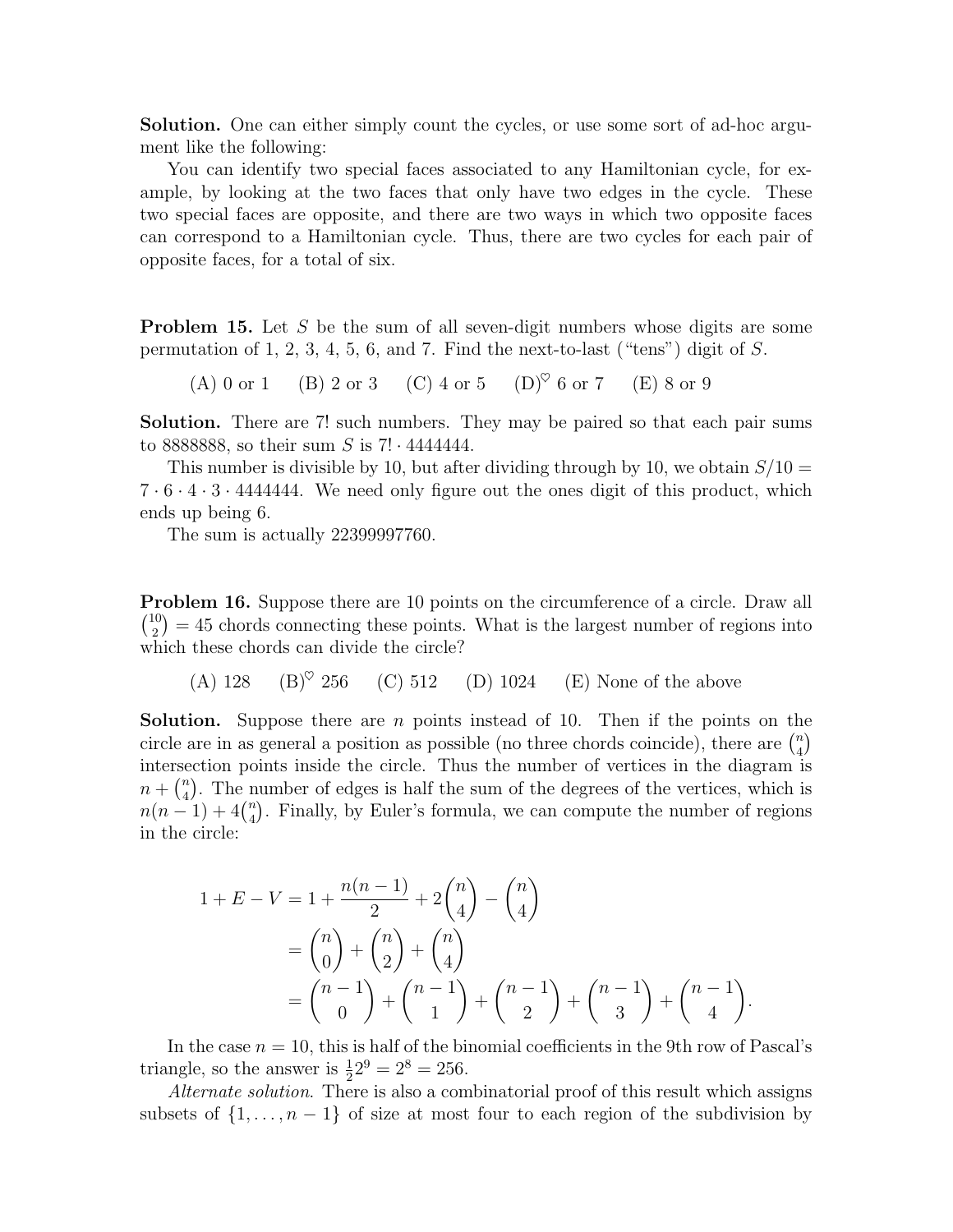**Solution.** One can either simply count the cycles, or use some sort of ad-hoc argument like the following:

You can identify two special faces associated to any Hamiltonian cycle, for example, by looking at the two faces that only have two edges in the cycle. These two special faces are opposite, and there are two ways in which two opposite faces can correspond to a Hamiltonian cycle. Thus, there are two cycles for each pair of opposite faces, for a total of six.

**Problem 15.** Let $S$ be the sum of all seven-digit numbers whose digits are some permutation of 1, 2, 3, 4, 5, 6, and 7. Find the next-to-last ("tens") digit of $S$.

(A) 0 or 1 (B) 2 or 3 (C) 4 or 5 (D)$^\heartsuit$ 6 or 7 (E) 8 or 9

**Solution.** There are 7! such numbers. They may be paired so that each pair sums to 8888888, so their sum $S$ is $7! \cdot 4444444$.

This number is divisible by 10, but after dividing through by 10, we obtain $S/10 = 7 \cdot 6 \cdot 4 \cdot 3 \cdot 4444444$. We need only figure out the ones digit of this product, which ends up being 6.

The sum is actually 22399997760.

**Problem 16.** Suppose there are 10 points on the circumference of a circle. Draw all $\binom{10}{2} = 45$ chords connecting these points. What is the largest number of regions into which these chords can divide the circle?

(A) 128 (B)$^\heartsuit$ 256 (C) 512 (D) 1024 (E) None of the above

**Solution.** Suppose there are $n$ points instead of 10. Then if the points on the circle are in as general a position as possible (no three chords coincide), there are $\binom{n}{4}$ intersection points inside the circle. Thus the number of vertices in the diagram is $n + \binom{n}{4}$. The number of edges is half the sum of the degrees of the vertices, which is $n(n-1) + 4\binom{n}{4}$. Finally, by Euler's formula, we can compute the number of regions in the circle:

$$
\begin{aligned}
1 + E - V &= 1 + \frac{n(n-1)}{2} + 2\binom{n}{4} - \binom{n}{4} \\
&= \binom{n}{0} + \binom{n}{2} + \binom{n}{4} \\
&= \binom{n-1}{0} + \binom{n-1}{1} + \binom{n-1}{2} + \binom{n-1}{3} + \binom{n-1}{4}.
\end{aligned}
$$

In the case $n = 10$, this is half of the binomial coefficients in the 9th row of Pascal's triangle, so the answer is $\frac{1}{2}2^9 = 2^8 = 256$.

*Alternate solution.* There is also a combinatorial proof of this result which assigns subsets of $\{1, \ldots, n-1\}$ of size at most four to each region of the subdivision by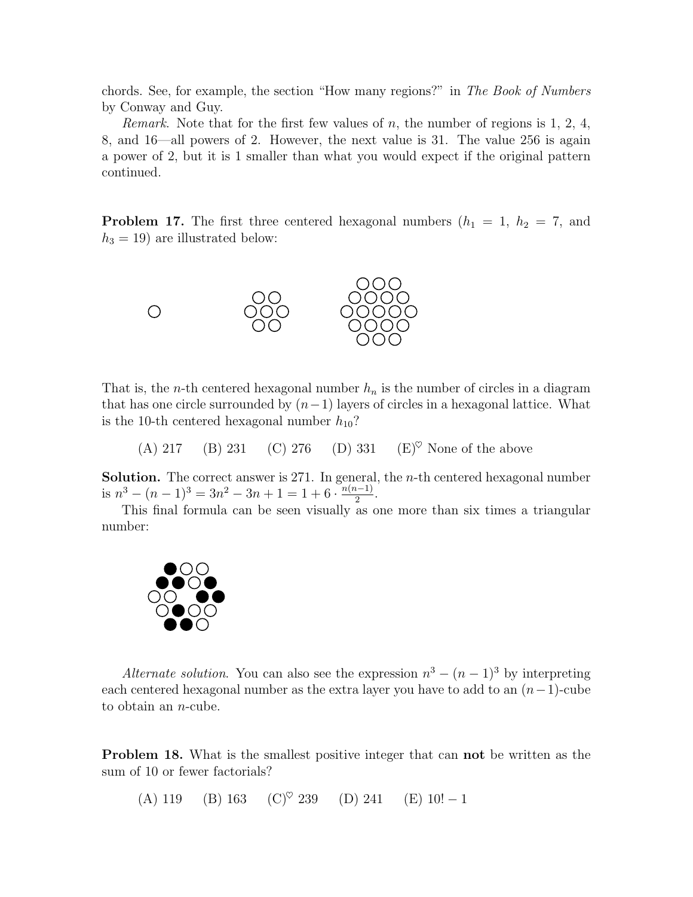chords. See, for example, the section "How many regions?" in *The Book of Numbers* by Conway and Guy.

*Remark.* Note that for the first few values of $n$, the number of regions is 1, 2, 4, 8, and 16—all powers of 2. However, the next value is 31. The value 256 is again a power of 2, but it is 1 smaller than what you would expect if the original pattern continued.

**Problem 17.** The first three centered hexagonal numbers ($h_1 = 1$, $h_2 = 7$, and $h_3 = 19$) are illustrated below:

That is, the $n$-th centered hexagonal number $h_n$ is the number of circles in a diagram that has one circle surrounded by $(n-1)$ layers of circles in a hexagonal lattice. What is the 10-th centered hexagonal number $h_{10}$?

(A) 217 (B) 231 (C) 276 (D) 331 (E)$^\heartsuit$ None of the above

**Solution.** The correct answer is 271. In general, the $n$-th centered hexagonal number is $n^3 - (n-1)^3 = 3n^2 - 3n + 1 = 1 + 6 \cdot \frac{n(n-1)}{2}$.

This final formula can be seen visually as one more than six times a triangular number:

*Alternate solution.* You can also see the expression $n^3 - (n-1)^3$ by interpreting each centered hexagonal number as the extra layer you have to add to an $(n-1)$-cube to obtain an $n$-cube.

**Problem 18.** What is the smallest positive integer that can **not** be written as the sum of 10 or fewer factorials?

(A) 119 (B) 163 (C)$^\heartsuit$ 239 (D) 241 (E) $10! - 1$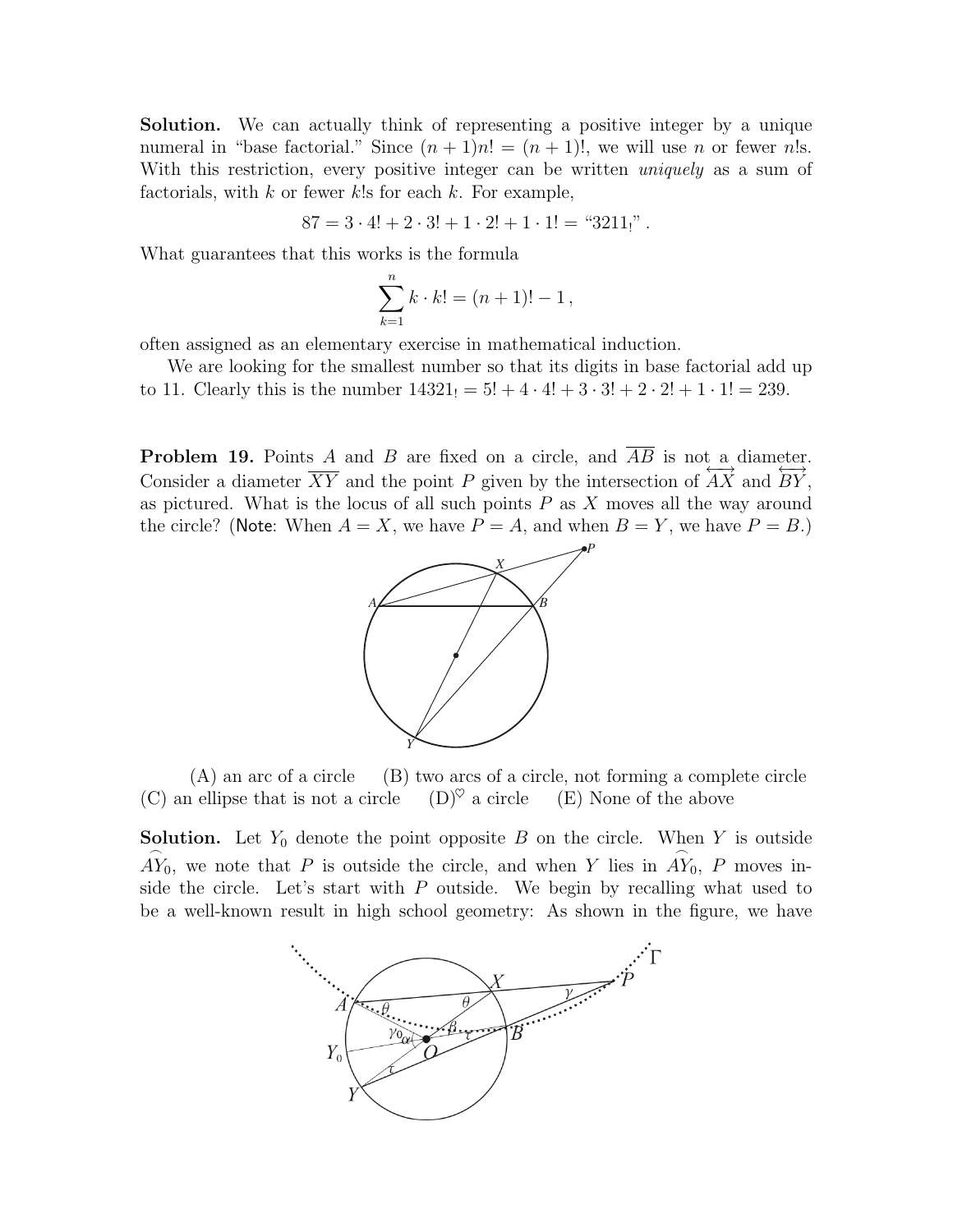**Solution.** We can actually think of representing a positive integer by a unique numeral in "base factorial." Since $(n+1)n! = (n+1)!$, we will use $n$ or fewer $n!$s. With this restriction, every positive integer can be written *uniquely* as a sum of factorials, with $k$ or fewer $k!$s for each $k$. For example,

$$87 = 3 \cdot 4! + 2 \cdot 3! + 1 \cdot 2! + 1 \cdot 1! = \text{"}3211_!\text{"}.$$

What guarantees that this works is the formula

$$\sum_{k=1}^{n} k \cdot k! = (n+1)! - 1,$$

often assigned as an elementary exercise in mathematical induction.

We are looking for the smallest number so that its digits in base factorial add up to 11. Clearly this is the number $14321_! = 5! + 4 \cdot 4! + 3 \cdot 3! + 2 \cdot 2! + 1 \cdot 1! = 239$.

**Problem 19.** Points $A$ and $B$ are fixed on a circle, and $\overline{AB}$ is not a diameter. Consider a diameter $\overline{XY}$ and the point $P$ given by the intersection of $\overleftrightarrow{AX}$ and $\overleftrightarrow{BY}$, as pictured. What is the locus of all such points $P$ as $X$ moves all the way around the circle? (**Note**: When $A = X$, we have $P = A$, and when $B = Y$, we have $P = B$.)

(A) an arc of a circle (B) two arcs of a circle, not forming a complete circle (C) an ellipse that is not a circle (D)$^\heartsuit$ a circle (E) None of the above

**Solution.** Let $Y_0$ denote the point opposite $B$ on the circle. When $Y$ is outside $\widehat{AY_0}$, we note that $P$ is outside the circle, and when $Y$ lies in $\widehat{AY_0}$, $P$ moves inside the circle. Let's start with $P$ outside. We begin by recalling what used to be a well-known result in high school geometry: As shown in the figure, we have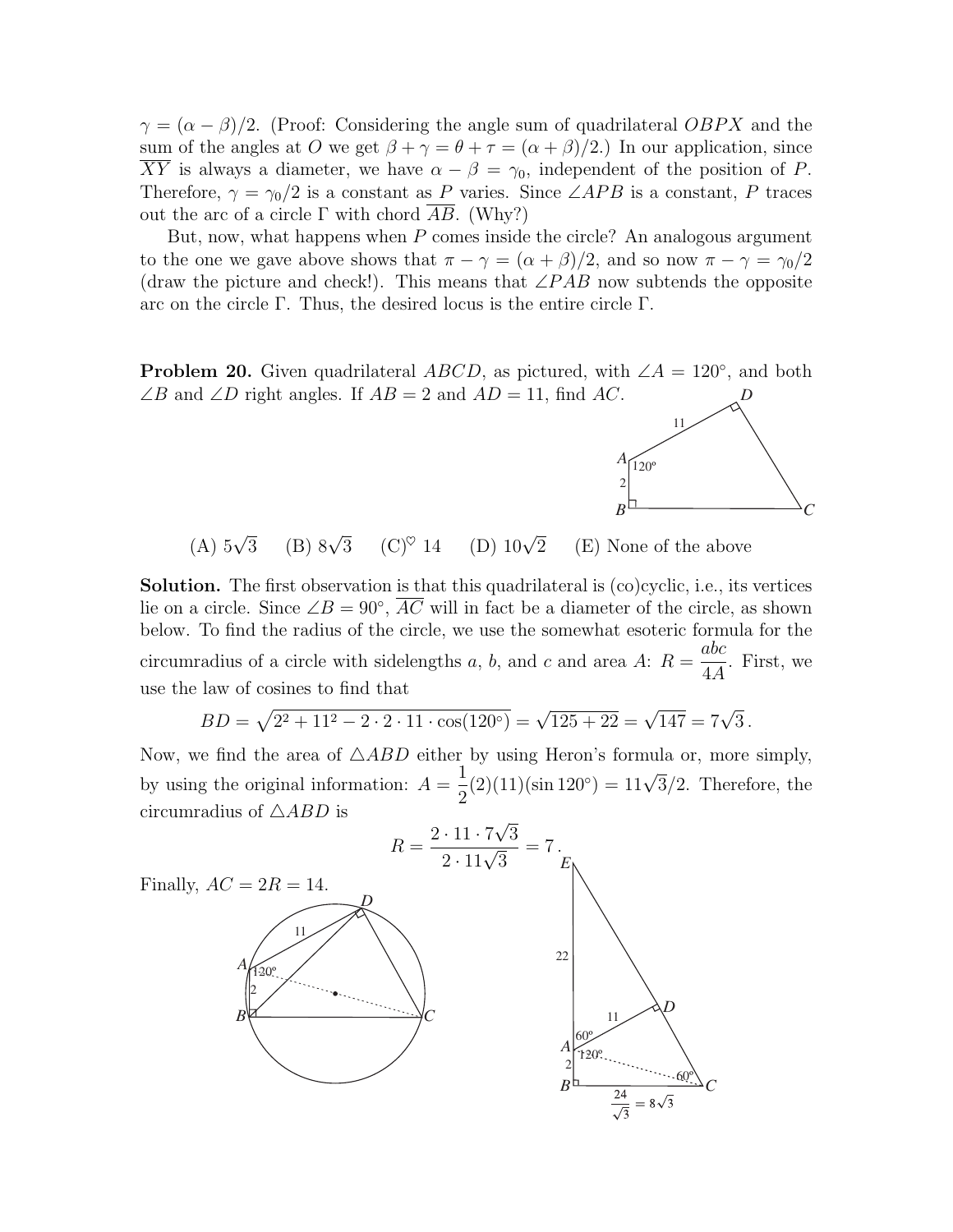$\gamma = (\alpha - \beta)/2$. (Proof: Considering the angle sum of quadrilateral $OBPX$ and the sum of the angles at $O$ we get $\beta + \gamma = \theta + \tau = (\alpha + \beta)/2$.) In our application, since $\overline{XY}$ is always a diameter, we have $\alpha - \beta = \gamma_0$, independent of the position of $P$. Therefore, $\gamma = \gamma_0/2$ is a constant as $P$ varies. Since $\angle APB$ is a constant, $P$ traces out the arc of a circle $\Gamma$ with chord $\overline{AB}$. (Why?)

But, now, what happens when $P$ comes inside the circle? An analogous argument to the one we gave above shows that $\pi - \gamma = (\alpha + \beta)/2$, and so now $\pi - \gamma = \gamma_0/2$ (draw the picture and check!). This means that $\angle PAB$ now subtends the opposite arc on the circle $\Gamma$. Thus, the desired locus is the entire circle $\Gamma$.

**Problem 20.** Given quadrilateral $ABCD$, as pictured, with $\angle A = 120°$, and both $\angle B$ and $\angle D$ right angles. If $AB = 2$ and $AD = 11$, find $AC$.

(A) $5\sqrt{3}$ (B) $8\sqrt{3}$ (C)$^\heartsuit$ 14 (D) $10\sqrt{2}$ (E) None of the above

**Solution.** The first observation is that this quadrilateral is (co)cyclic, i.e., its vertices lie on a circle. Since $\angle B = 90°$, $\overline{AC}$ will in fact be a diameter of the circle, as shown below. To find the radius of the circle, we use the somewhat esoteric formula for the circumradius of a circle with sidelengths $a$, $b$, and $c$ and area $A$: $R = \dfrac{abc}{4A}$. First, we use the law of cosines to find that

$$BD = \sqrt{2^2 + 11^2 - 2 \cdot 2 \cdot 11 \cdot \cos(120°)} = \sqrt{125 + 22} = \sqrt{147} = 7\sqrt{3}\,.$$

Now, we find the area of $\triangle ABD$ either by using Heron's formula or, more simply, by using the original information: $A = \dfrac{1}{2}(2)(11)(\sin 120°) = 11\sqrt{3}/2$. Therefore, the circumradius of $\triangle ABD$ is

$$R = \frac{2 \cdot 11 \cdot 7\sqrt{3}}{2 \cdot 11\sqrt{3}} = 7\,.$$

Finally, $AC = 2R = 14$.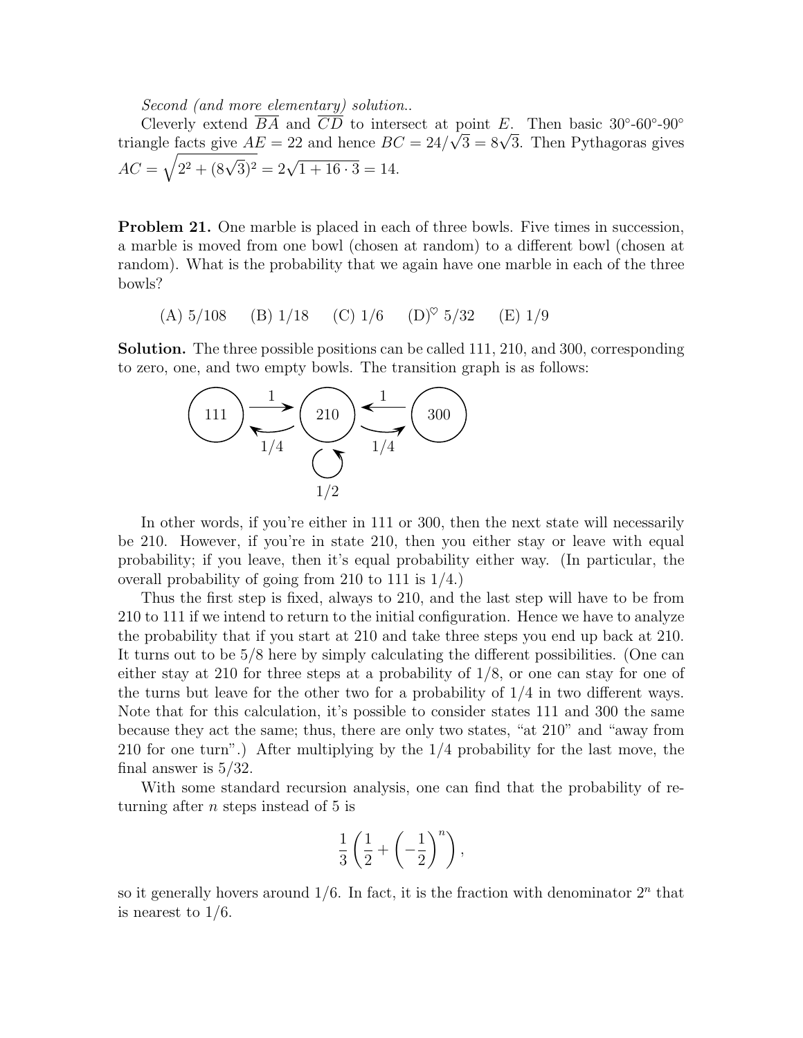*Second (and more elementary) solution..*

Cleverly extend $\overline{BA}$ and $\overline{CD}$ to intersect at point $E$. Then basic 30°-60°-90° triangle facts give $AE = 22$ and hence $BC = 24/\sqrt{3} = 8\sqrt{3}$. Then Pythagoras gives $AC = \sqrt{2^2 + (8\sqrt{3})^2} = 2\sqrt{1 + 16 \cdot 3} = 14$.

**Problem 21.** One marble is placed in each of three bowls. Five times in succession, a marble is moved from one bowl (chosen at random) to a different bowl (chosen at random). What is the probability that we again have one marble in each of the three bowls?

(A) 5/108 (B) 1/18 (C) 1/6 (D)$^\heartsuit$ 5/32 (E) 1/9

**Solution.** The three possible positions can be called 111, 210, and 300, corresponding to zero, one, and two empty bowls. The transition graph is as follows:

111 → 210 (1); 210 → 111 (1/4); 300 → 210 (1); 210 → 300 (1/4); 210 → 210 (1/2)

In other words, if you're either in 111 or 300, then the next state will necessarily be 210. However, if you're in state 210, then you either stay or leave with equal probability; if you leave, then it's equal probability either way. (In particular, the overall probability of going from 210 to 111 is 1/4.)

Thus the first step is fixed, always to 210, and the last step will have to be from 210 to 111 if we intend to return to the initial configuration. Hence we have to analyze the probability that if you start at 210 and take three steps you end up back at 210. It turns out to be 5/8 here by simply calculating the different possibilities. (One can either stay at 210 for three steps at a probability of 1/8, or one can stay for one of the turns but leave for the other two for a probability of 1/4 in two different ways. Note that for this calculation, it's possible to consider states 111 and 300 the same because they act the same; thus, there are only two states, "at 210" and "away from 210 for one turn".) After multiplying by the 1/4 probability for the last move, the final answer is 5/32.

With some standard recursion analysis, one can find that the probability of returning after $n$ steps instead of 5 is

$$\frac{1}{3}\left(\frac{1}{2} + \left(-\frac{1}{2}\right)^n\right),$$

so it generally hovers around 1/6. In fact, it is the fraction with denominator $2^n$ that is nearest to 1/6.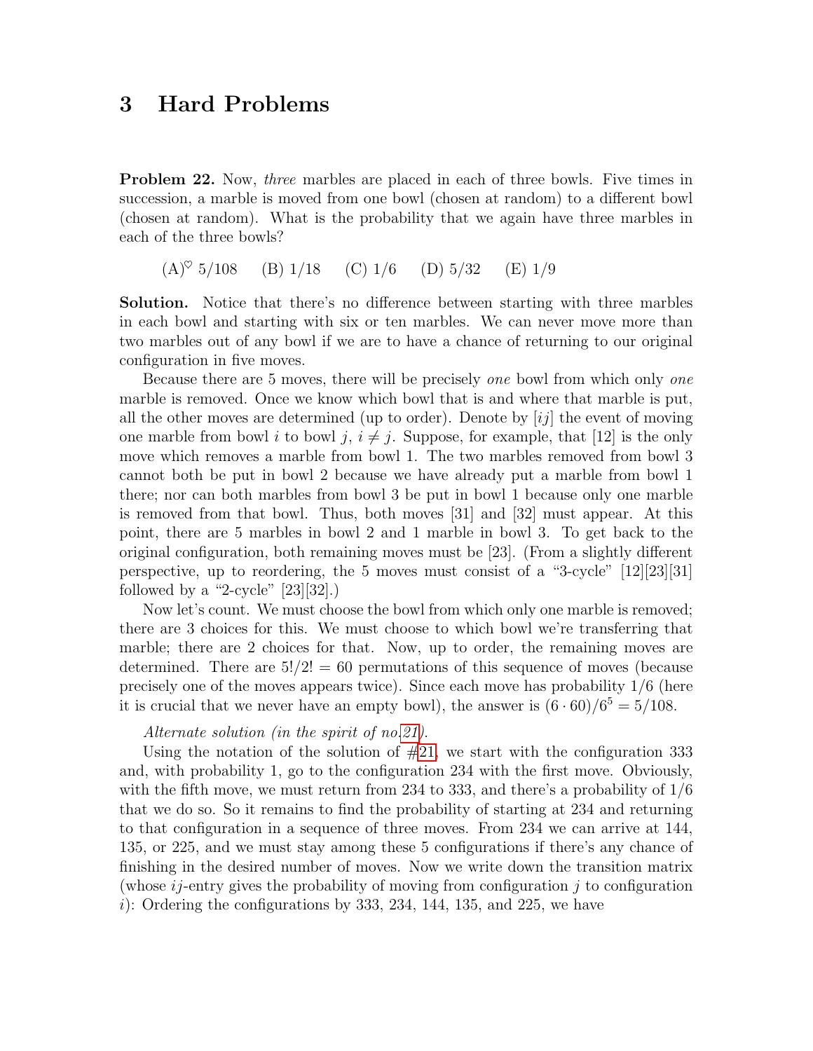## 3 Hard Problems

**Problem 22.** Now, *three* marbles are placed in each of three bowls. Five times in succession, a marble is moved from one bowl (chosen at random) to a different bowl (chosen at random). What is the probability that we again have three marbles in each of the three bowls?

(A)$^\heartsuit$ 5/108  (B) 1/18  (C) 1/6  (D) 5/32  (E) 1/9

**Solution.** Notice that there's no difference between starting with three marbles in each bowl and starting with six or ten marbles. We can never move more than two marbles out of any bowl if we are to have a chance of returning to our original configuration in five moves.

Because there are 5 moves, there will be precisely *one* bowl from which only *one* marble is removed. Once we know which bowl that is and where that marble is put, all the other moves are determined (up to order). Denote by $[ij]$ the event of moving one marble from bowl $i$ to bowl $j$, $i \neq j$. Suppose, for example, that [12] is the only move which removes a marble from bowl 1. The two marbles removed from bowl 3 cannot both be put in bowl 2 because we have already put a marble from bowl 1 there; nor can both marbles from bowl 3 be put in bowl 1 because only one marble is removed from that bowl. Thus, both moves [31] and [32] must appear. At this point, there are 5 marbles in bowl 2 and 1 marble in bowl 3. To get back to the original configuration, both remaining moves must be [23]. (From a slightly different perspective, up to reordering, the 5 moves must consist of a "3-cycle" [12][23][31] followed by a "2-cycle" [23][32].)

Now let's count. We must choose the bowl from which only one marble is removed; there are 3 choices for this. We must choose to which bowl we're transferring that marble; there are 2 choices for that. Now, up to order, the remaining moves are determined. There are $5!/2! = 60$ permutations of this sequence of moves (because precisely one of the moves appears twice). Since each move has probability 1/6 (here it is crucial that we never have an empty bowl), the answer is $(6 \cdot 60)/6^5 = 5/108$.

*Alternate solution (in the spirit of no.21).*

Using the notation of the solution of #21, we start with the configuration 333 and, with probability 1, go to the configuration 234 with the first move. Obviously, with the fifth move, we must return from 234 to 333, and there's a probability of 1/6 that we do so. So it remains to find the probability of starting at 234 and returning to that configuration in a sequence of three moves. From 234 we can arrive at 144, 135, or 225, and we must stay among these 5 configurations if there's any chance of finishing in the desired number of moves. Now we write down the transition matrix (whose $ij$-entry gives the probability of moving from configuration $j$ to configuration $i$): Ordering the configurations by 333, 234, 144, 135, and 225, we have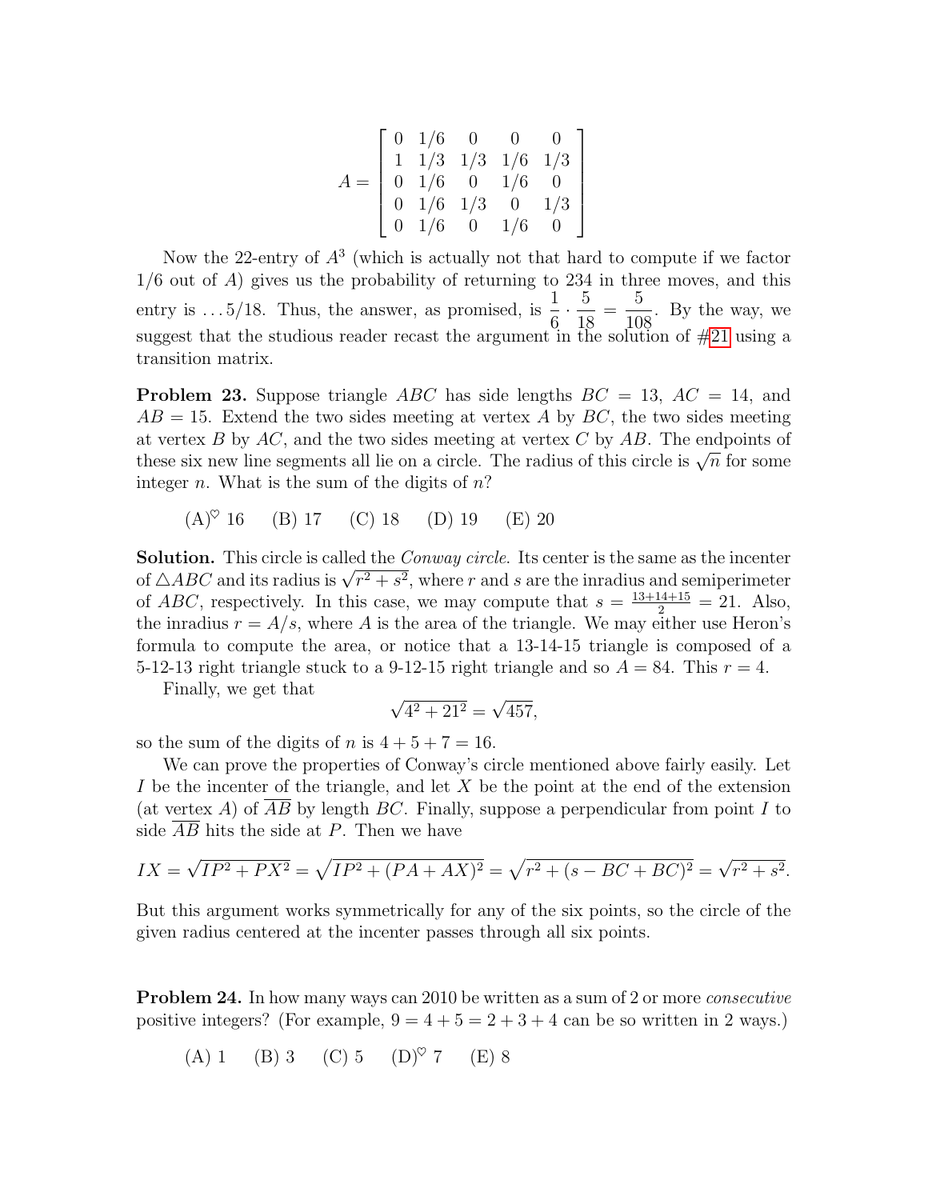$$A = \begin{bmatrix} 0 & 1/6 & 0 & 0 & 0 \\ 1 & 1/3 & 1/3 & 1/6 & 1/3 \\ 0 & 1/6 & 0 & 1/6 & 0 \\ 0 & 1/6 & 1/3 & 0 & 1/3 \\ 0 & 1/6 & 0 & 1/6 & 0 \end{bmatrix}$$

Now the 22-entry of $A^3$ (which is actually not that hard to compute if we factor $1/6$ out of $A$) gives us the probability of returning to 234 in three moves, and this entry is $\ldots 5/18$. Thus, the answer, as promised, is $\frac{1}{6} \cdot \frac{5}{18} = \frac{5}{108}$. By the way, we suggest that the studious reader recast the argument in the solution of #21 using a transition matrix.

**Problem 23.** Suppose triangle $ABC$ has side lengths $BC = 13$, $AC = 14$, and $AB = 15$. Extend the two sides meeting at vertex $A$ by $BC$, the two sides meeting at vertex $B$ by $AC$, and the two sides meeting at vertex $C$ by $AB$. The endpoints of these six new line segments all lie on a circle. The radius of this circle is $\sqrt{n}$ for some integer $n$. What is the sum of the digits of $n$?

(A)♡ 16 (B) 17 (C) 18 (D) 19 (E) 20

**Solution.** This circle is called the *Conway circle*. Its center is the same as the incenter of $\triangle ABC$ and its radius is $\sqrt{r^2 + s^2}$, where $r$ and $s$ are the inradius and semiperimeter of $ABC$, respectively. In this case, we may compute that $s = \frac{13+14+15}{2} = 21$. Also, the inradius $r = A/s$, where $A$ is the area of the triangle. We may either use Heron's formula to compute the area, or notice that a 13-14-15 triangle is composed of a 5-12-13 right triangle stuck to a 9-12-15 right triangle and so $A = 84$. This $r = 4$.

Finally, we get that

$$\sqrt{4^2 + 21^2} = \sqrt{457},$$

so the sum of the digits of $n$ is $4 + 5 + 7 = 16$.

We can prove the properties of Conway's circle mentioned above fairly easily. Let $I$ be the incenter of the triangle, and let $X$ be the point at the end of the extension (at vertex $A$) of $\overline{AB}$ by length $BC$. Finally, suppose a perpendicular from point $I$ to side $\overline{AB}$ hits the side at $P$. Then we have

$$IX = \sqrt{IP^2 + PX^2} = \sqrt{IP^2 + (PA + AX)^2} = \sqrt{r^2 + (s - BC + BC)^2} = \sqrt{r^2 + s^2}.$$

But this argument works symmetrically for any of the six points, so the circle of the given radius centered at the incenter passes through all six points.

**Problem 24.** In how many ways can 2010 be written as a sum of 2 or more *consecutive* positive integers? (For example, $9 = 4 + 5 = 2 + 3 + 4$ can be so written in 2 ways.)

(A) 1 (B) 3 (C) 5 (D)♡ 7 (E) 8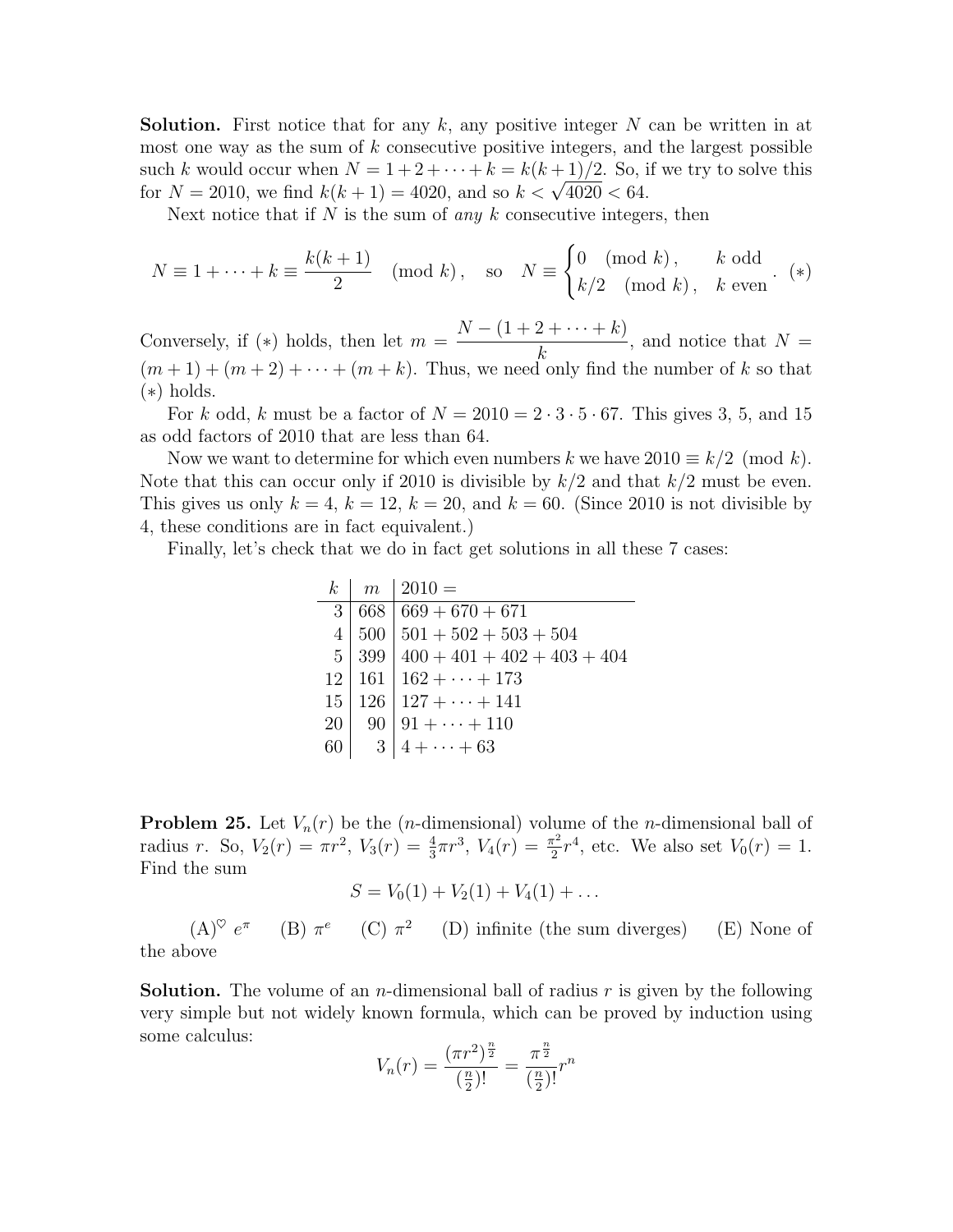**Solution.** First notice that for any $k$, any positive integer $N$ can be written in at most one way as the sum of $k$ consecutive positive integers, and the largest possible such $k$ would occur when $N = 1 + 2 + \cdots + k = k(k+1)/2$. So, if we try to solve this for $N = 2010$, we find $k(k+1) = 4020$, and so $k < \sqrt{4020} < 64$.

Next notice that if $N$ is the sum of *any* $k$ consecutive integers, then

$$N \equiv 1 + \cdots + k \equiv \frac{k(k+1)}{2} \pmod{k}, \quad \text{so} \quad N \equiv \begin{cases} 0 \pmod{k}, & k \text{ odd} \\ k/2 \pmod{k}, & k \text{ even} \end{cases}. \quad (*)$$

Conversely, if $(*)$ holds, then let $m = \dfrac{N - (1 + 2 + \cdots + k)}{k}$, and notice that $N = (m+1) + (m+2) + \cdots + (m+k)$. Thus, we need only find the number of $k$ so that $(*)$ holds.

For $k$ odd, $k$ must be a factor of $N = 2010 = 2 \cdot 3 \cdot 5 \cdot 67$. This gives 3, 5, and 15 as odd factors of 2010 that are less than 64.

Now we want to determine for which even numbers $k$ we have $2010 \equiv k/2 \pmod{k}$. Note that this can occur only if 2010 is divisible by $k/2$ and that $k/2$ must be even. This gives us only $k = 4$, $k = 12$, $k = 20$, and $k = 60$. (Since 2010 is not divisible by 4, these conditions are in fact equivalent.)

Finally, let's check that we do in fact get solutions in all these 7 cases:

| $k$ | $m$ | $2010 =$ |
|---|---|---|
| 3 | 668 | $669 + 670 + 671$ |
| 4 | 500 | $501 + 502 + 503 + 504$ |
| 5 | 399 | $400 + 401 + 402 + 403 + 404$ |
| 12 | 161 | $162 + \cdots + 173$ |
| 15 | 126 | $127 + \cdots + 141$ |
| 20 | 90 | $91 + \cdots + 110$ |
| 60 | 3 | $4 + \cdots + 63$ |

**Problem 25.** Let $V_n(r)$ be the ($n$-dimensional) volume of the $n$-dimensional ball of radius $r$. So, $V_2(r) = \pi r^2$, $V_3(r) = \frac{4}{3}\pi r^3$, $V_4(r) = \frac{\pi^2}{2} r^4$, etc. We also set $V_0(r) = 1$. Find the sum

$$S = V_0(1) + V_2(1) + V_4(1) + \ldots$$

(A)♡ $e^\pi$ (B) $\pi^e$ (C) $\pi^2$ (D) infinite (the sum diverges) (E) None of the above

**Solution.** The volume of an $n$-dimensional ball of radius $r$ is given by the following very simple but not widely known formula, which can be proved by induction using some calculus:

$$V_n(r) = \frac{(\pi r^2)^{\frac{n}{2}}}{(\frac{n}{2})!} = \frac{\pi^{\frac{n}{2}}}{(\frac{n}{2})!} r^n$$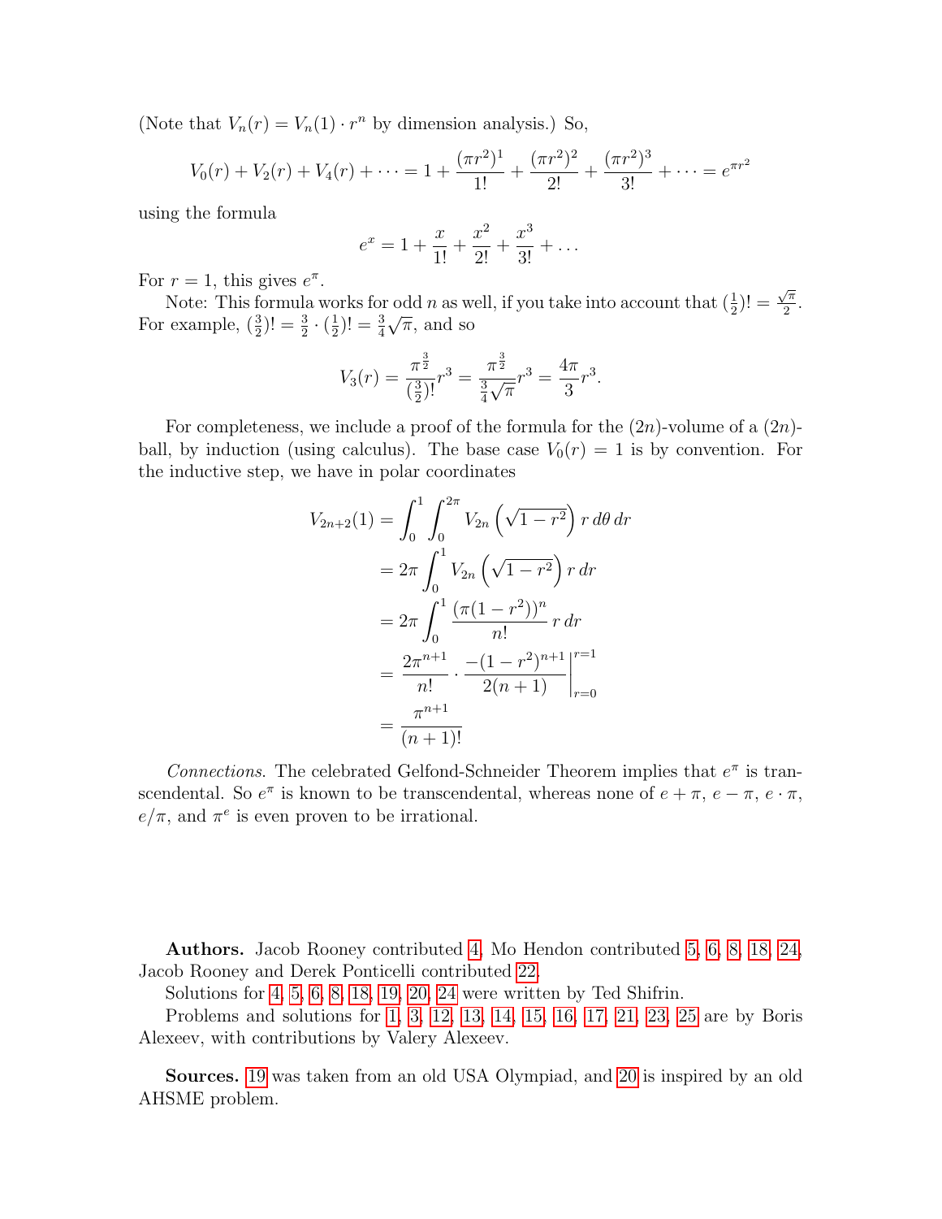(Note that $V_n(r) = V_n(1) \cdot r^n$ by dimension analysis.) So,

$$V_0(r) + V_2(r) + V_4(r) + \cdots = 1 + \frac{(\pi r^2)^1}{1!} + \frac{(\pi r^2)^2}{2!} + \frac{(\pi r^2)^3}{3!} + \cdots = e^{\pi r^2}$$

using the formula

$$e^x = 1 + \frac{x}{1!} + \frac{x^2}{2!} + \frac{x^3}{3!} + \ldots$$

For $r = 1$, this gives $e^\pi$.

Note: This formula works for odd $n$ as well, if you take into account that $(\frac{1}{2})! = \frac{\sqrt{\pi}}{2}$. For example, $(\frac{3}{2})! = \frac{3}{2} \cdot (\frac{1}{2})! = \frac{3}{4}\sqrt{\pi}$, and so

$$V_3(r) = \frac{\pi^{\frac{3}{2}}}{(\frac{3}{2})!} r^3 = \frac{\pi^{\frac{3}{2}}}{\frac{3}{4}\sqrt{\pi}} r^3 = \frac{4\pi}{3} r^3.$$

For completeness, we include a proof of the formula for the $(2n)$-volume of a $(2n)$-ball, by induction (using calculus). The base case $V_0(r) = 1$ is by convention. For the inductive step, we have in polar coordinates

$$\begin{aligned}
V_{2n+2}(1) &= \int_0^1 \int_0^{2\pi} V_{2n}\left(\sqrt{1-r^2}\right) r \, d\theta \, dr \\
&= 2\pi \int_0^1 V_{2n}\left(\sqrt{1-r^2}\right) r \, dr \\
&= 2\pi \int_0^1 \frac{(\pi(1-r^2))^n}{n!} r \, dr \\
&= \frac{2\pi^{n+1}}{n!} \cdot \frac{-(1-r^2)^{n+1}}{2(n+1)} \Bigg|_{r=0}^{r=1} \\
&= \frac{\pi^{n+1}}{(n+1)!}
\end{aligned}$$

*Connections.* The celebrated Gelfond-Schneider Theorem implies that $e^\pi$ is transcendental. So $e^\pi$ is known to be transcendental, whereas none of $e + \pi$, $e - \pi$, $e \cdot \pi$, $e/\pi$, and $\pi^e$ is even proven to be irrational.

**Authors.** Jacob Rooney contributed 4, Mo Hendon contributed 5, 6, 8, 18, 24, Jacob Rooney and Derek Ponticelli contributed 22.

Solutions for 4, 5, 6, 8, 18, 19, 20, 24 were written by Ted Shifrin.

Problems and solutions for 1, 3, 12, 13, 14, 15, 16, 17, 21, 23, 25 are by Boris Alexeev, with contributions by Valery Alexeev.

**Sources.** 19 was taken from an old USA Olympiad, and 20 is inspired by an old AHSME problem.